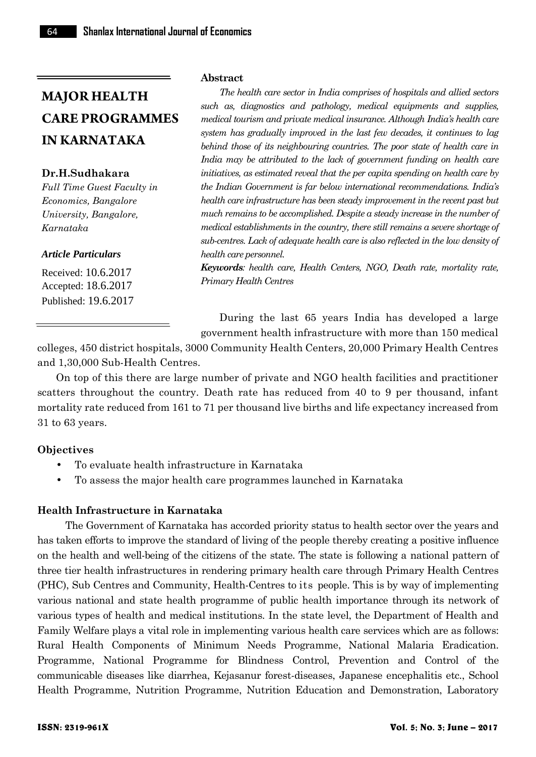# MAJOR HEALTH CARE PROGRAMMES IN KARNATAKA

**Dr.H.Sudhakara**

*Full Time Guest Faculty in Economics, Bangalore University, Bangalore, Karnataka*

***Article Particulars***

Received: 10.6.2017

Accepted: 18.6.2017

Published: 19.6.2017

**Abstract**

*The health care sector in India comprises of hospitals and allied sectors such as, diagnostics and pathology, medical equipments and supplies, medical tourism and private medical insurance. Although India's health care system has gradually improved in the last few decades, it continues to lag behind those of its neighbouring countries. The poor state of health care in India may be attributed to the lack of government funding on health care initiatives, as estimated reveal that the per capita spending on health care by the Indian Government is far below international recommendations. India's health care infrastructure has been steady improvement in the recent past but much remains to be accomplished. Despite a steady increase in the number of medical establishments in the country, there still remains a severe shortage of sub-centres. Lack of adequate health care is also reflected in the low density of health care personnel.*

***Keywords****: health care, Health Centers, NGO, Death rate, mortality rate, Primary Health Centres*

During the last 65 years India has developed a large government health infrastructure with more than 150 medical colleges, 450 district hospitals, 3000 Community Health Centers, 20,000 Primary Health Centres and 1,30,000 Sub-Health Centres.

On top of this there are large number of private and NGO health facilities and practitioner scatters throughout the country. Death rate has reduced from 40 to 9 per thousand, infant mortality rate reduced from 161 to 71 per thousand live births and life expectancy increased from 31 to 63 years.

**Objectives**

- To evaluate health infrastructure in Karnataka
- To assess the major health care programmes launched in Karnataka

**Health Infrastructure in Karnataka**

The Government of Karnataka has accorded priority status to health sector over the years and has taken efforts to improve the standard of living of the people thereby creating a positive influence on the health and well-being of the citizens of the state. The state is following a national pattern of three tier health infrastructures in rendering primary health care through Primary Health Centres (PHC), Sub Centres and Community, Health-Centres to its people. This is by way of implementing various national and state health programme of public health importance through its network of various types of health and medical institutions. In the state level, the Department of Health and Family Welfare plays a vital role in implementing various health care services which are as follows: Rural Health Components of Minimum Needs Programme, National Malaria Eradication. Programme, National Programme for Blindness Control, Prevention and Control of the communicable diseases like diarrhea, Kejasanur forest-diseases, Japanese encephalitis etc., School Health Programme, Nutrition Programme, Nutrition Education and Demonstration, Laboratory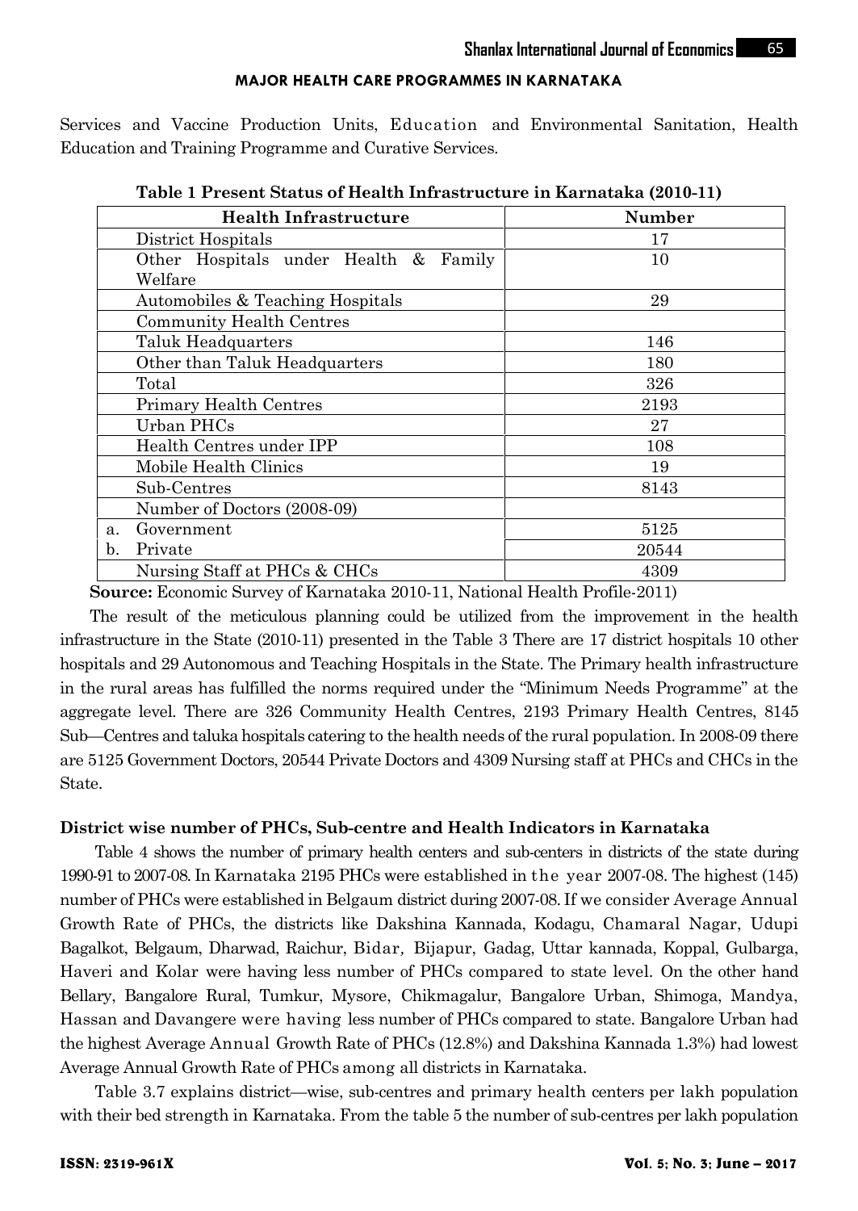Services and Vaccine Production Units, Education and Environmental Sanitation, Health Education and Training Programme and Curative Services.

**Table 1 Present Status of Health Infrastructure in Karnataka (2010-11)**

| Health Infrastructure | Number |
|---|---|
| District Hospitals | 17 |
| Other Hospitals under Health & Family Welfare | 10 |
| Automobiles & Teaching Hospitals | 29 |
| Community Health Centres | |
| Taluk Headquarters | 146 |
| Other than Taluk Headquarters | 180 |
| Total | 326 |
| Primary Health Centres | 2193 |
| Urban PHCs | 27 |
| Health Centres under IPP | 108 |
| Mobile Health Clinics | 19 |
| Sub-Centres | 8143 |
| Number of Doctors (2008-09) | |
| a. Government | 5125 |
| b. Private | 20544 |
| Nursing Staff at PHCs & CHCs | 4309 |

**Source:** Economic Survey of Karnataka 2010-11, National Health Profile-2011)

The result of the meticulous planning could be utilized from the improvement in the health infrastructure in the State (2010-11) presented in the Table 3 There are 17 district hospitals 10 other hospitals and 29 Autonomous and Teaching Hospitals in the State. The Primary health infrastructure in the rural areas has fulfilled the norms required under the "Minimum Needs Programme" at the aggregate level. There are 326 Community Health Centres, 2193 Primary Health Centres, 8145 Sub—Centres and taluka hospitals catering to the health needs of the rural population. In 2008-09 there are 5125 Government Doctors, 20544 Private Doctors and 4309 Nursing staff at PHCs and CHCs in the State.

**District wise number of PHCs, Sub-centre and Health Indicators in Karnataka**

Table 4 shows the number of primary health centers and sub-centers in districts of the state during 1990-91 to 2007-08. In Karnataka 2195 PHCs were established in the year 2007-08. The highest (145) number of PHCs were established in Belgaum district during 2007-08. If we consider Average Annual Growth Rate of PHCs, the districts like Dakshina Kannada, Kodagu, Chamaral Nagar, Udupi Bagalkot, Belgaum, Dharwad, Raichur, Bidar, Bijapur, Gadag, Uttar kannada, Koppal, Gulbarga, Haveri and Kolar were having less number of PHCs compared to state level. On the other hand Bellary, Bangalore Rural, Tumkur, Mysore, Chikmagalur, Bangalore Urban, Shimoga, Mandya, Hassan and Davangere were having less number of PHCs compared to state. Bangalore Urban had the highest Average Annual Growth Rate of PHCs (12.8%) and Dakshina Kannada 1.3%) had lowest Average Annual Growth Rate of PHCs among all districts in Karnataka.

Table 3.7 explains district—wise, sub-centres and primary health centers per lakh population with their bed strength in Karnataka. From the table 5 the number of sub-centres per lakh population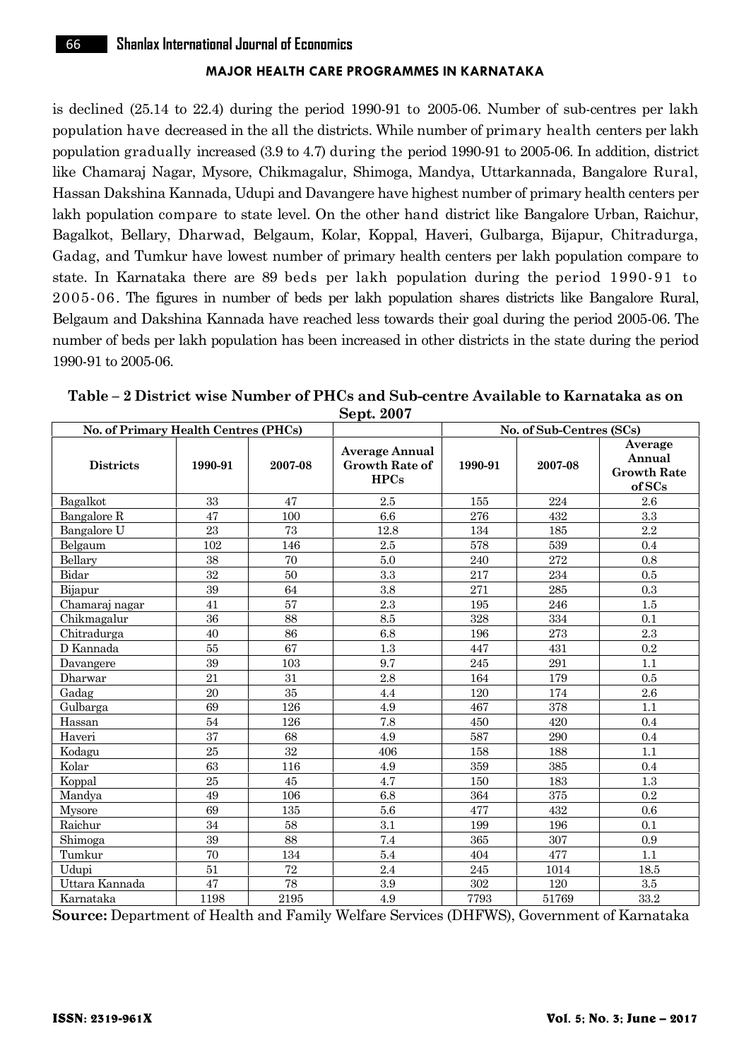is declined (25.14 to 22.4) during the period 1990-91 to 2005-06. Number of sub-centres per lakh population have decreased in the all the districts. While number of primary health centers per lakh population gradually increased (3.9 to 4.7) during the period 1990-91 to 2005-06. In addition, district like Chamaraj Nagar, Mysore, Chikmagalur, Shimoga, Mandya, Uttarkannada, Bangalore Rural, Hassan Dakshina Kannada, Udupi and Davangere have highest number of primary health centers per lakh population compare to state level. On the other hand district like Bangalore Urban, Raichur, Bagalkot, Bellary, Dharwad, Belgaum, Kolar, Koppal, Haveri, Gulbarga, Bijapur, Chitradurga, Gadag, and Tumkur have lowest number of primary health centers per lakh population compare to state. In Karnataka there are 89 beds per lakh population during the period 1990-91 to 2005-06. The figures in number of beds per lakh population shares districts like Bangalore Rural, Belgaum and Dakshina Kannada have reached less towards their goal during the period 2005-06. The number of beds per lakh population has been increased in other districts in the state during the period 1990-91 to 2005-06.

**Table – 2 District wise Number of PHCs and Sub-centre Available to Karnataka as on Sept. 2007**

| No. of Primary Health Centres (PHCs) | | | | No. of Sub-Centres (SCs) | | |
|---|---|---|---|---|---|---|
| **Districts** | **1990-91** | **2007-08** | **Average Annual Growth Rate of HPCs** | **1990-91** | **2007-08** | **Average Annual Growth Rate of SCs** |
| Bagalkot | 33 | 47 | 2.5 | 155 | 224 | 2.6 |
| Bangalore R | 47 | 100 | 6.6 | 276 | 432 | 3.3 |
| Bangalore U | 23 | 73 | 12.8 | 134 | 185 | 2.2 |
| Belgaum | 102 | 146 | 2.5 | 578 | 539 | 0.4 |
| Bellary | 38 | 70 | 5.0 | 240 | 272 | 0.8 |
| Bidar | 32 | 50 | 3.3 | 217 | 234 | 0.5 |
| Bijapur | 39 | 64 | 3.8 | 271 | 285 | 0.3 |
| Chamaraj nagar | 41 | 57 | 2.3 | 195 | 246 | 1.5 |
| Chikmagalur | 36 | 88 | 8.5 | 328 | 334 | 0.1 |
| Chitradurga | 40 | 86 | 6.8 | 196 | 273 | 2.3 |
| D Kannada | 55 | 67 | 1.3 | 447 | 431 | 0.2 |
| Davangere | 39 | 103 | 9.7 | 245 | 291 | 1.1 |
| Dharwar | 21 | 31 | 2.8 | 164 | 179 | 0.5 |
| Gadag | 20 | 35 | 4.4 | 120 | 174 | 2.6 |
| Gulbarga | 69 | 126 | 4.9 | 467 | 378 | 1.1 |
| Hassan | 54 | 126 | 7.8 | 450 | 420 | 0.4 |
| Haveri | 37 | 68 | 4.9 | 587 | 290 | 0.4 |
| Kodagu | 25 | 32 | 406 | 158 | 188 | 1.1 |
| Kolar | 63 | 116 | 4.9 | 359 | 385 | 0.4 |
| Koppal | 25 | 45 | 4.7 | 150 | 183 | 1.3 |
| Mandya | 49 | 106 | 6.8 | 364 | 375 | 0.2 |
| Mysore | 69 | 135 | 5.6 | 477 | 432 | 0.6 |
| Raichur | 34 | 58 | 3.1 | 199 | 196 | 0.1 |
| Shimoga | 39 | 88 | 7.4 | 365 | 307 | 0.9 |
| Tumkur | 70 | 134 | 5.4 | 404 | 477 | 1.1 |
| Udupi | 51 | 72 | 2.4 | 245 | 1014 | 18.5 |
| Uttara Kannada | 47 | 78 | 3.9 | 302 | 120 | 3.5 |
| Karnataka | 1198 | 2195 | 4.9 | 7793 | 51769 | 33.2 |

**Source:** Department of Health and Family Welfare Services (DHFWS), Government of Karnataka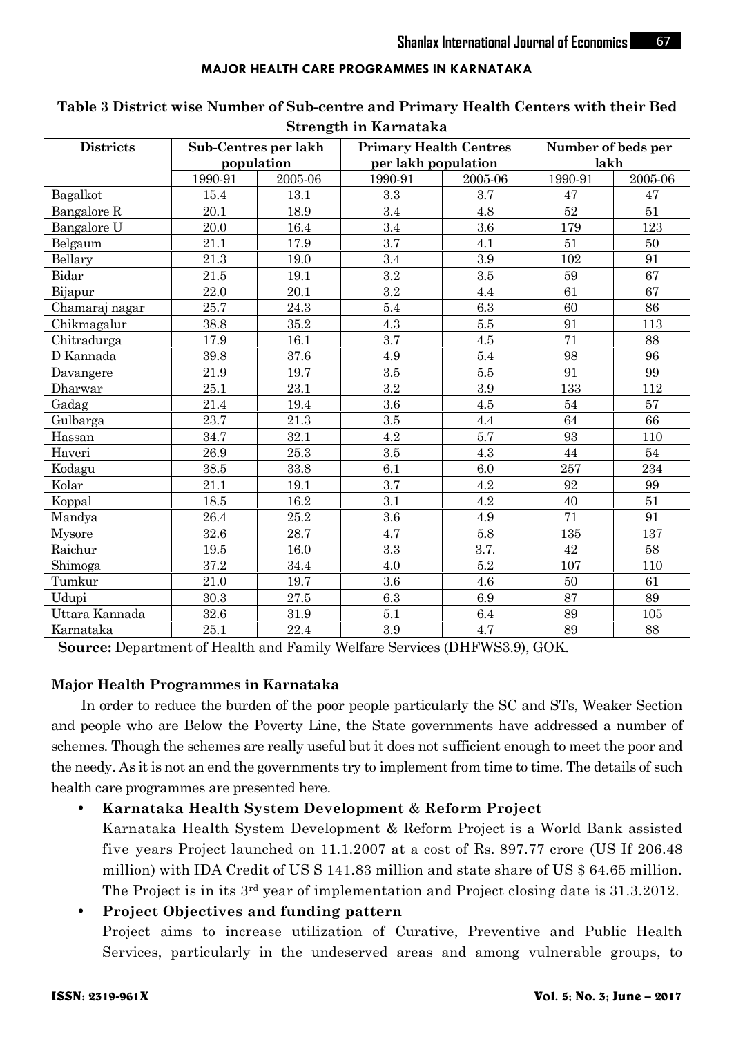## MAJOR HEALTH CARE PROGRAMMES IN KARNATAKA

**Table 3 District wise Number of Sub-centre and Primary Health Centers with their Bed Strength in Karnataka**

| Districts | Sub-Centres per lakh population | | Primary Health Centres per lakh population | | Number of beds per lakh | |
|---|---|---|---|---|---|---|
| | 1990-91 | 2005-06 | 1990-91 | 2005-06 | 1990-91 | 2005-06 |
| Bagalkot | 15.4 | 13.1 | 3.3 | 3.7 | 47 | 47 |
| Bangalore R | 20.1 | 18.9 | 3.4 | 4.8 | 52 | 51 |
| Bangalore U | 20.0 | 16.4 | 3.4 | 3.6 | 179 | 123 |
| Belgaum | 21.1 | 17.9 | 3.7 | 4.1 | 51 | 50 |
| Bellary | 21.3 | 19.0 | 3.4 | 3.9 | 102 | 91 |
| Bidar | 21.5 | 19.1 | 3.2 | 3.5 | 59 | 67 |
| Bijapur | 22.0 | 20.1 | 3.2 | 4.4 | 61 | 67 |
| Chamaraj nagar | 25.7 | 24.3 | 5.4 | 6.3 | 60 | 86 |
| Chikmagalur | 38.8 | 35.2 | 4.3 | 5.5 | 91 | 113 |
| Chitradurga | 17.9 | 16.1 | 3.7 | 4.5 | 71 | 88 |
| D Kannada | 39.8 | 37.6 | 4.9 | 5.4 | 98 | 96 |
| Davangere | 21.9 | 19.7 | 3.5 | 5.5 | 91 | 99 |
| Dharwar | 25.1 | 23.1 | 3.2 | 3.9 | 133 | 112 |
| Gadag | 21.4 | 19.4 | 3.6 | 4.5 | 54 | 57 |
| Gulbarga | 23.7 | 21.3 | 3.5 | 4.4 | 64 | 66 |
| Hassan | 34.7 | 32.1 | 4.2 | 5.7 | 93 | 110 |
| Haveri | 26.9 | 25.3 | 3.5 | 4.3 | 44 | 54 |
| Kodagu | 38.5 | 33.8 | 6.1 | 6.0 | 257 | 234 |
| Kolar | 21.1 | 19.1 | 3.7 | 4.2 | 92 | 99 |
| Koppal | 18.5 | 16.2 | 3.1 | 4.2 | 40 | 51 |
| Mandya | 26.4 | 25.2 | 3.6 | 4.9 | 71 | 91 |
| Mysore | 32.6 | 28.7 | 4.7 | 5.8 | 135 | 137 |
| Raichur | 19.5 | 16.0 | 3.3 | 3.7. | 42 | 58 |
| Shimoga | 37.2 | 34.4 | 4.0 | 5.2 | 107 | 110 |
| Tumkur | 21.0 | 19.7 | 3.6 | 4.6 | 50 | 61 |
| Udupi | 30.3 | 27.5 | 6.3 | 6.9 | 87 | 89 |
| Uttara Kannada | 32.6 | 31.9 | 5.1 | 6.4 | 89 | 105 |
| Karnataka | 25.1 | 22.4 | 3.9 | 4.7 | 89 | 88 |

**Source:** Department of Health and Family Welfare Services (DHFWS3.9), GOK.

### Major Health Programmes in Karnataka

In order to reduce the burden of the poor people particularly the SC and STs, Weaker Section and people who are Below the Poverty Line, the State governments have addressed a number of schemes. Though the schemes are really useful but it does not sufficient enough to meet the poor and the needy. As it is not an end the governments try to implement from time to time. The details of such health care programmes are presented here.

- **Karnataka Health System Development & Reform Project**
  Karnataka Health System Development & Reform Project is a World Bank assisted five years Project launched on 11.1.2007 at a cost of Rs. 897.77 crore (US If 206.48 million) with IDA Credit of US S 141.83 million and state share of US $ 64.65 million. The Project is in its 3rd year of implementation and Project closing date is 31.3.2012.
- **Project Objectives and funding pattern**
  Project aims to increase utilization of Curative, Preventive and Public Health Services, particularly in the undeserved areas and among vulnerable groups, to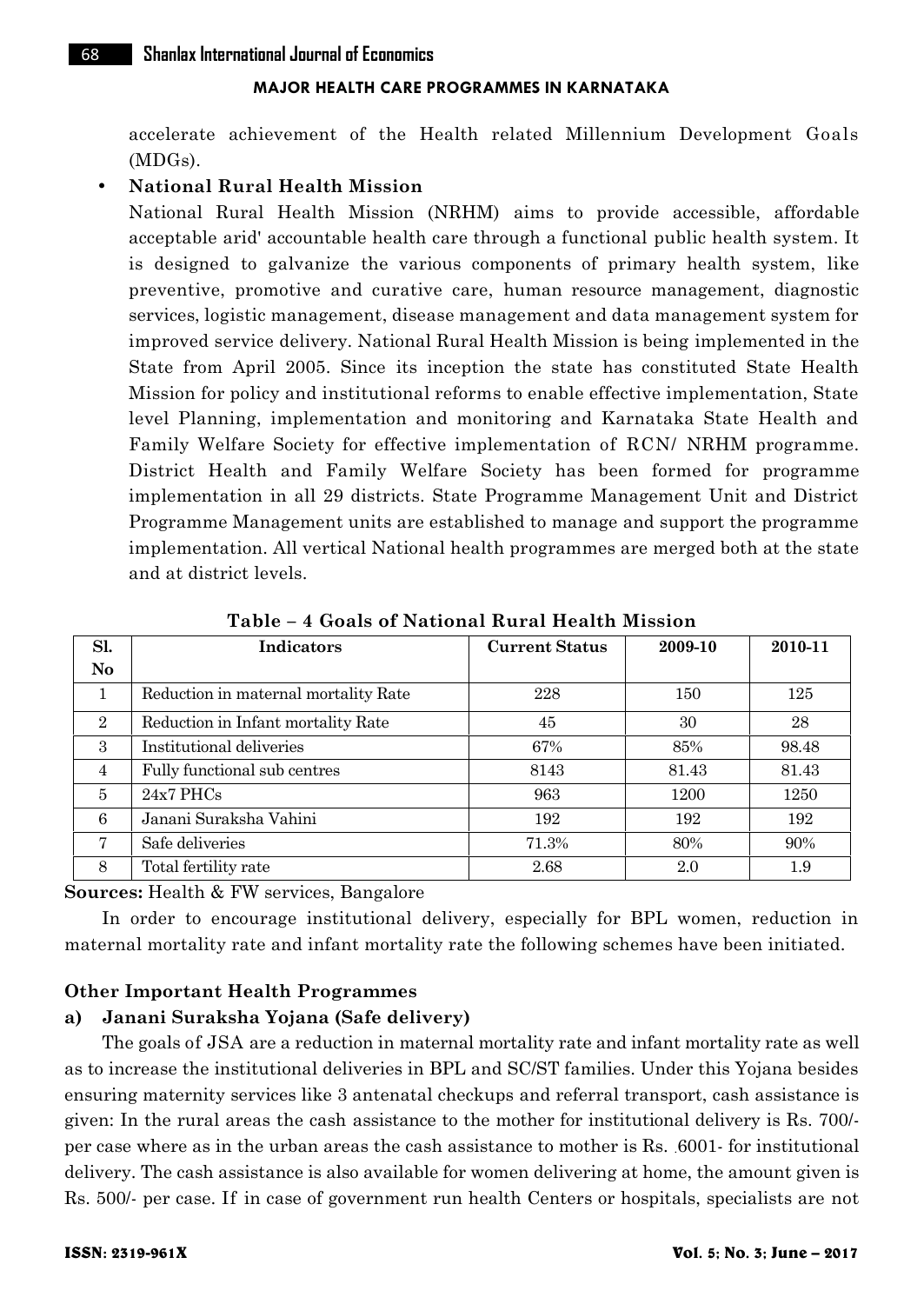accelerate achievement of the Health related Millennium Development Goals (MDGs).

- **National Rural Health Mission**

  National Rural Health Mission (NRHM) aims to provide accessible, affordable acceptable arid' accountable health care through a functional public health system. It is designed to galvanize the various components of primary health system, like preventive, promotive and curative care, human resource management, diagnostic services, logistic management, disease management and data management system for improved service delivery. National Rural Health Mission is being implemented in the State from April 2005. Since its inception the state has constituted State Health Mission for policy and institutional reforms to enable effective implementation, State level Planning, implementation and monitoring and Karnataka State Health and Family Welfare Society for effective implementation of RCN/ NRHM programme. District Health and Family Welfare Society has been formed for programme implementation in all 29 districts. State Programme Management Unit and District Programme Management units are established to manage and support the programme implementation. All vertical National health programmes are merged both at the state and at district levels.

**Table – 4 Goals of National Rural Health Mission**

| Sl. No | Indicators | Current Status | 2009-10 | 2010-11 |
|---|---|---|---|---|
| 1 | Reduction in maternal mortality Rate | 228 | 150 | 125 |
| 2 | Reduction in Infant mortality Rate | 45 | 30 | 28 |
| 3 | Institutional deliveries | 67% | 85% | 98.48 |
| 4 | Fully functional sub centres | 8143 | 81.43 | 81.43 |
| 5 | 24x7 PHCs | 963 | 1200 | 1250 |
| 6 | Janani Suraksha Vahini | 192 | 192 | 192 |
| 7 | Safe deliveries | 71.3% | 80% | 90% |
| 8 | Total fertility rate | 2.68 | 2.0 | 1.9 |

**Sources:** Health & FW services, Bangalore

In order to encourage institutional delivery, especially for BPL women, reduction in maternal mortality rate and infant mortality rate the following schemes have been initiated.

### Other Important Health Programmes

#### a) Janani Suraksha Yojana (Safe delivery)

The goals of JSA are a reduction in maternal mortality rate and infant mortality rate as well as to increase the institutional deliveries in BPL and SC/ST families. Under this Yojana besides ensuring maternity services like 3 antenatal checkups and referral transport, cash assistance is given: In the rural areas the cash assistance to the mother for institutional delivery is Rs. 700/- per case where as in the urban areas the cash assistance to mother is Rs. .6001- for institutional delivery. The cash assistance is also available for women delivering at home, the amount given is Rs. 500/- per case. If in case of government run health Centers or hospitals, specialists are not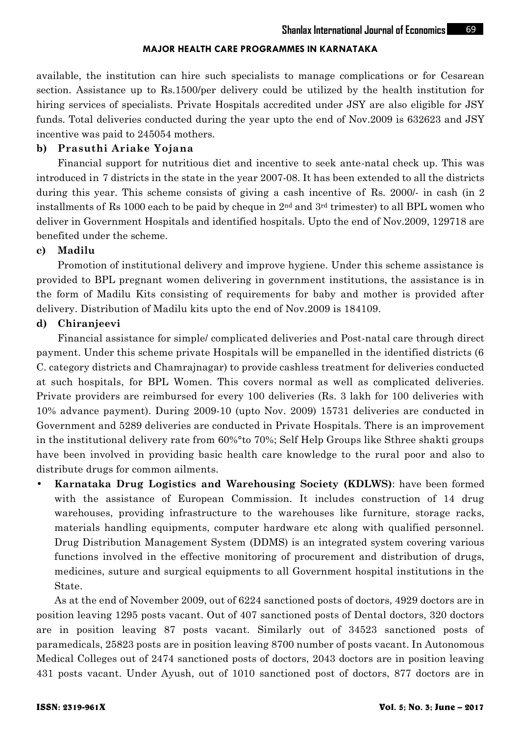available, the institution can hire such specialists to manage complications or for Cesarean section. Assistance up to Rs.1500/per delivery could be utilized by the health institution for hiring services of specialists. Private Hospitals accredited under JSY are also eligible for JSY funds. Total deliveries conducted during the year upto the end of Nov.2009 is 632623 and JSY incentive was paid to 245054 mothers.

**b) Prasuthi Ariake Yojana**

Financial support for nutritious diet and incentive to seek ante-natal check up. This was introduced in 7 districts in the state in the year 2007-08. It has been extended to all the districts during this year. This scheme consists of giving a cash incentive of Rs. 2000/- in cash (in 2 installments of Rs 1000 each to be paid by cheque in 2nd and 3rd trimester) to all BPL women who deliver in Government Hospitals and identified hospitals. Upto the end of Nov.2009, 129718 are benefited under the scheme.

**c) Madilu**

Promotion of institutional delivery and improve hygiene. Under this scheme assistance is provided to BPL pregnant women delivering in government institutions, the assistance is in the form of Madilu Kits consisting of requirements for baby and mother is provided after delivery. Distribution of Madilu kits upto the end of Nov.2009 is 184109.

**d) Chiranjeevi**

Financial assistance for simple/ complicated deliveries and Post-natal care through direct payment. Under this scheme private Hospitals will be empanelled in the identified districts (6 C. category districts and Chamrajnagar) to provide cashless treatment for deliveries conducted at such hospitals, for BPL Women. This covers normal as well as complicated deliveries. Private providers are reimbursed for every 100 deliveries (Rs. 3 lakh for 100 deliveries with 10% advance payment). During 2009-10 (upto Nov. 2009) 15731 deliveries are conducted in Government and 5289 deliveries are conducted in Private Hospitals. There is an improvement in the institutional delivery rate from 60%°to 70%; Self Help Groups like Sthree shakti groups have been involved in providing basic health care knowledge to the rural poor and also to distribute drugs for common ailments.

- **Karnataka Drug Logistics and Warehousing Society (KDLWS)**: have been formed with the assistance of European Commission. It includes construction of 14 drug warehouses, providing infrastructure to the warehouses like furniture, storage racks, materials handling equipments, computer hardware etc along with qualified personnel. Drug Distribution Management System (DDMS) is an integrated system covering various functions involved in the effective monitoring of procurement and distribution of drugs, medicines, suture and surgical equipments to all Government hospital institutions in the State.

As at the end of November 2009, out of 6224 sanctioned posts of doctors, 4929 doctors are in position leaving 1295 posts vacant. Out of 407 sanctioned posts of Dental doctors, 320 doctors are in position leaving 87 posts vacant. Similarly out of 34523 sanctioned posts of paramedicals, 25823 posts are in position leaving 8700 number of posts vacant. In Autonomous Medical Colleges out of 2474 sanctioned posts of doctors, 2043 doctors are in position leaving 431 posts vacant. Under Ayush, out of 1010 sanctioned post of doctors, 877 doctors are in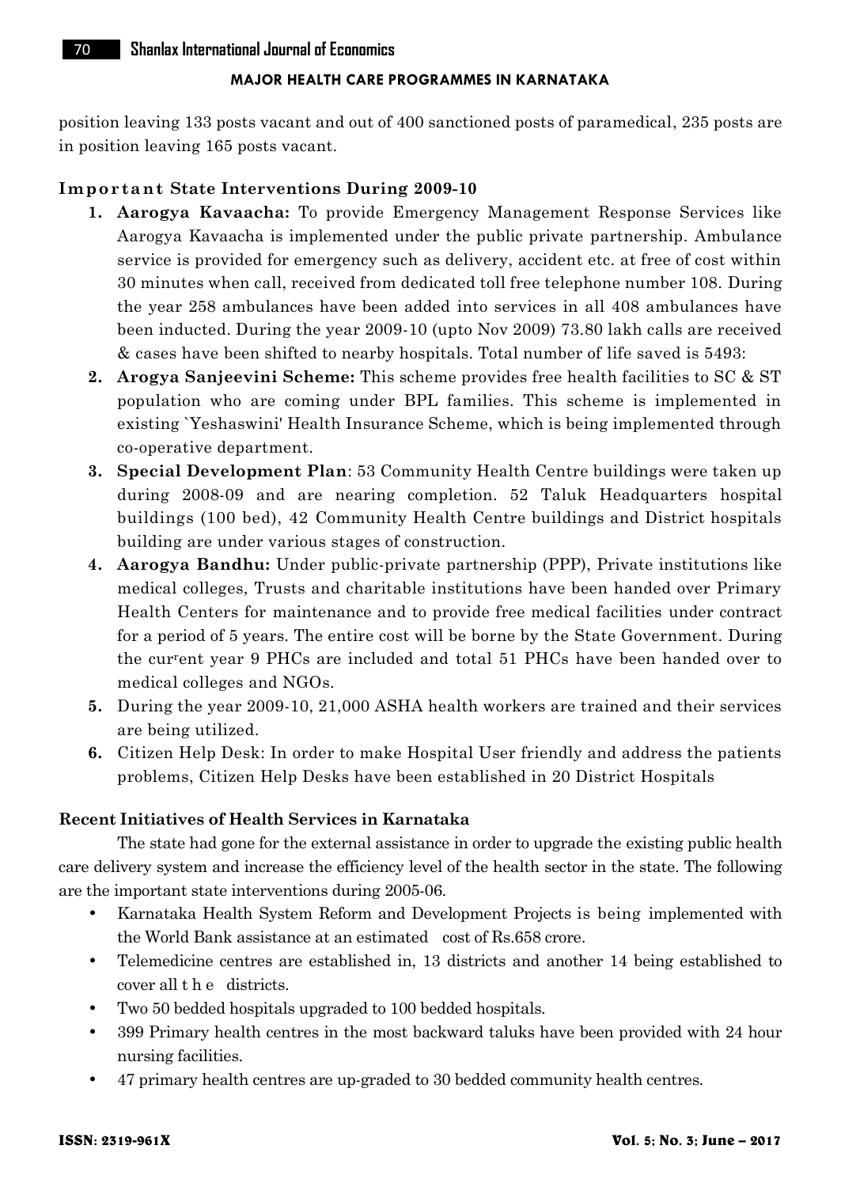position leaving 133 posts vacant and out of 400 sanctioned posts of paramedical, 235 posts are in position leaving 165 posts vacant.

### Important State Interventions During 2009-10

1. **Aarogya Kavaacha:** To provide Emergency Management Response Services like Aarogya Kavaacha is implemented under the public private partnership. Ambulance service is provided for emergency such as delivery, accident etc. at free of cost within 30 minutes when call, received from dedicated toll free telephone number 108. During the year 258 ambulances have been added into services in all 408 ambulances have been inducted. During the year 2009-10 (upto Nov 2009) 73.80 lakh calls are received & cases have been shifted to nearby hospitals. Total number of life saved is 5493:
2. **Arogya Sanjeevini Scheme:** This scheme provides free health facilities to SC & ST population who are coming under BPL families. This scheme is implemented in existing `Yeshaswini' Health Insurance Scheme, which is being implemented through co-operative department.
3. **Special Development Plan**: 53 Community Health Centre buildings were taken up during 2008-09 and are nearing completion. 52 Taluk Headquarters hospital buildings (100 bed), 42 Community Health Centre buildings and District hospitals building are under various stages of construction.
4. **Aarogya Bandhu:** Under public-private partnership (PPP), Private institutions like medical colleges, Trusts and charitable institutions have been handed over Primary Health Centers for maintenance and to provide free medical facilities under contract for a period of 5 years. The entire cost will be borne by the State Government. During the current year 9 PHCs are included and total 51 PHCs have been handed over to medical colleges and NGOs.
5. During the year 2009-10, 21,000 ASHA health workers are trained and their services are being utilized.
6. Citizen Help Desk: In order to make Hospital User friendly and address the patients problems, Citizen Help Desks have been established in 20 District Hospitals

### Recent Initiatives of Health Services in Karnataka

The state had gone for the external assistance in order to upgrade the existing public health care delivery system and increase the efficiency level of the health sector in the state. The following are the important state interventions during 2005-06.

- Karnataka Health System Reform and Development Projects is being implemented with the World Bank assistance at an estimated cost of Rs.658 crore.
- Telemedicine centres are established in, 13 districts and another 14 being established to cover all the districts.
- Two 50 bedded hospitals upgraded to 100 bedded hospitals.
- 399 Primary health centres in the most backward taluks have been provided with 24 hour nursing facilities.
- 47 primary health centres are up-graded to 30 bedded community health centres.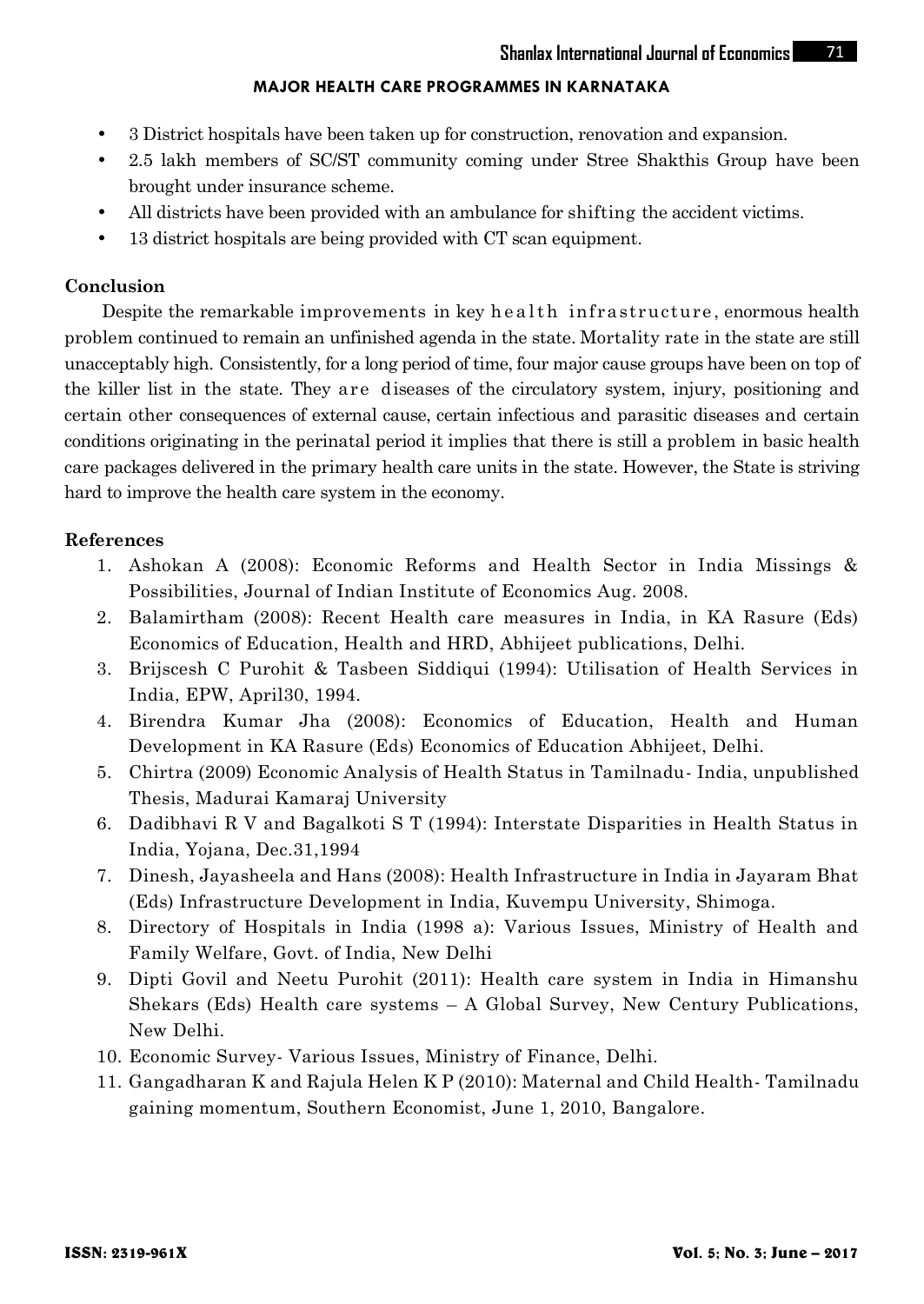- 3 District hospitals have been taken up for construction, renovation and expansion.
- 2.5 lakh members of SC/ST community coming under Stree Shakthis Group have been brought under insurance scheme.
- All districts have been provided with an ambulance for shifting the accident victims.
- 13 district hospitals are being provided with CT scan equipment.

## Conclusion

Despite the remarkable improvements in key health infrastructure, enormous health problem continued to remain an unfinished agenda in the state. Mortality rate in the state are still unacceptably high. Consistently, for a long period of time, four major cause groups have been on top of the killer list in the state. They are diseases of the circulatory system, injury, positioning and certain other consequences of external cause, certain infectious and parasitic diseases and certain conditions originating in the perinatal period it implies that there is still a problem in basic health care packages delivered in the primary health care units in the state. However, the State is striving hard to improve the health care system in the economy.

## References

1. Ashokan A (2008): Economic Reforms and Health Sector in India Missings & Possibilities, Journal of Indian Institute of Economics Aug. 2008.
2. Balamirtham (2008): Recent Health care measures in India, in KA Rasure (Eds) Economics of Education, Health and HRD, Abhijeet publications, Delhi.
3. Brijscesh C Purohit & Tasbeen Siddiqui (1994): Utilisation of Health Services in India, EPW, April30, 1994.
4. Birendra Kumar Jha (2008): Economics of Education, Health and Human Development in KA Rasure (Eds) Economics of Education Abhijeet, Delhi.
5. Chirtra (2009) Economic Analysis of Health Status in Tamilnadu- India, unpublished Thesis, Madurai Kamaraj University
6. Dadibhavi R V and Bagalkoti S T (1994): Interstate Disparities in Health Status in India, Yojana, Dec.31,1994
7. Dinesh, Jayasheela and Hans (2008): Health Infrastructure in India in Jayaram Bhat (Eds) Infrastructure Development in India, Kuvempu University, Shimoga.
8. Directory of Hospitals in India (1998 a): Various Issues, Ministry of Health and Family Welfare, Govt. of India, New Delhi
9. Dipti Govil and Neetu Purohit (2011): Health care system in India in Himanshu Shekars (Eds) Health care systems – A Global Survey, New Century Publications, New Delhi.
10. Economic Survey- Various Issues, Ministry of Finance, Delhi.
11. Gangadharan K and Rajula Helen K P (2010): Maternal and Child Health- Tamilnadu gaining momentum, Southern Economist, June 1, 2010, Bangalore.